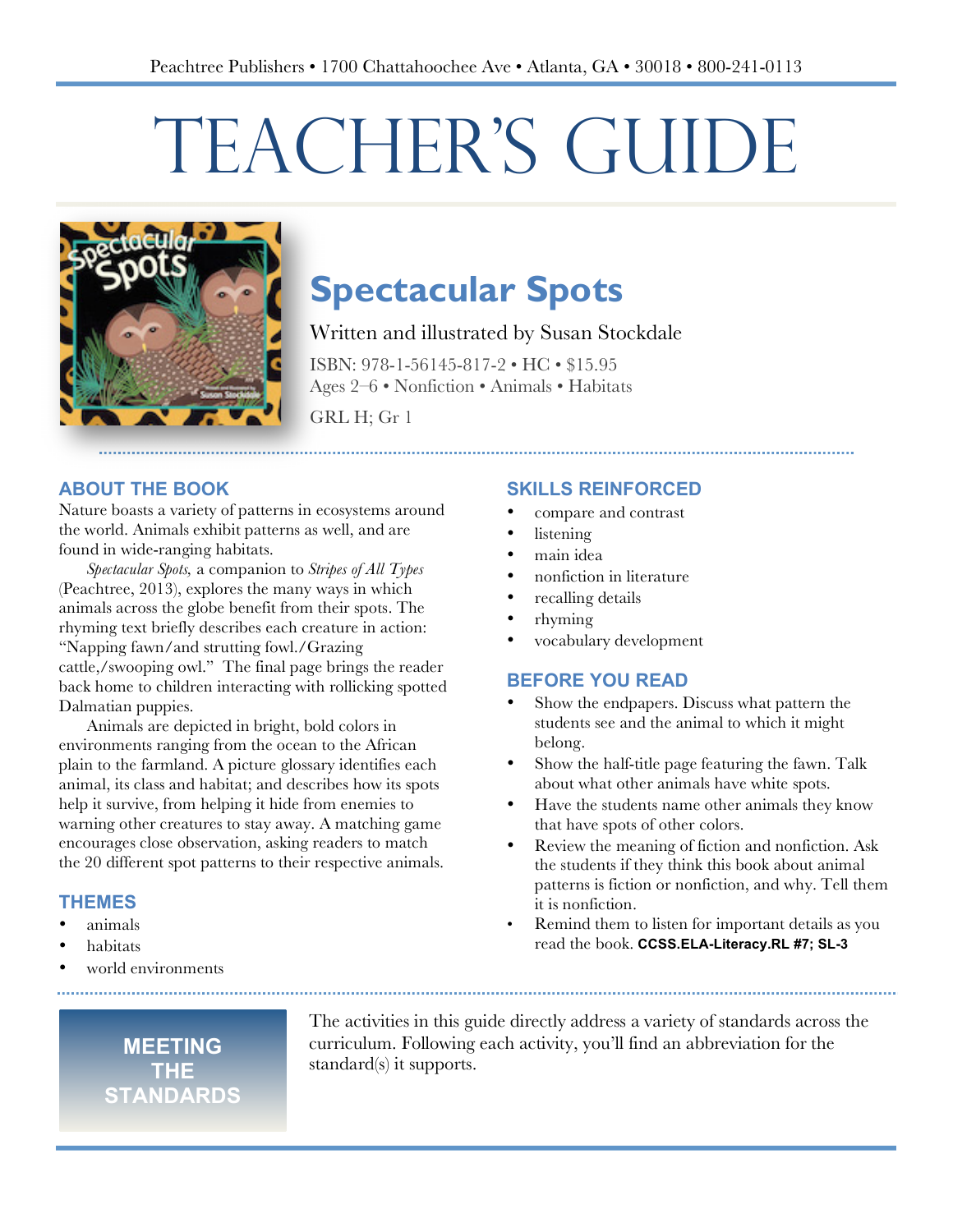Peachtree Publishers • 1700 Chattahoochee Ave • Atlanta, GA • 30018 • 800-241-0113

# TEACHER'S GUIDE

## Spectacular Spots

Written and illustrated by Susan Stockdale

ISBN: 978-1-56145-817-2 • HC • $15.95
Ages 2–6 • Nonfiction • Animals • Habitats

GRL H; Gr 1

### ABOUT THE BOOK

Nature boasts a variety of patterns in ecosystems around the world. Animals exhibit patterns as well, and are found in wide-ranging habitats.

*Spectacular Spots,* a companion to *Stripes of All Types* (Peachtree, 2013), explores the many ways in which animals across the globe benefit from their spots. The rhyming text briefly describes each creature in action: "Napping fawn/and strutting fowl./Grazing cattle,/swooping owl." The final page brings the reader back home to children interacting with rollicking spotted Dalmatian puppies.

Animals are depicted in bright, bold colors in environments ranging from the ocean to the African plain to the farmland. A picture glossary identifies each animal, its class and habitat; and describes how its spots help it survive, from helping it hide from enemies to warning other creatures to stay away. A matching game encourages close observation, asking readers to match the 20 different spot patterns to their respective animals.

### THEMES

- animals
- habitats
- world environments

### SKILLS REINFORCED

- compare and contrast
- listening
- main idea
- nonfiction in literature
- recalling details
- rhyming
- vocabulary development

### BEFORE YOU READ

- Show the endpapers. Discuss what pattern the students see and the animal to which it might belong.
- Show the half-title page featuring the fawn. Talk about what other animals have white spots.
- Have the students name other animals they know that have spots of other colors.
- Review the meaning of fiction and nonfiction. Ask the students if they think this book about animal patterns is fiction or nonfiction, and why. Tell them it is nonfiction.
- Remind them to listen for important details as you read the book. **CCSS.ELA-Literacy.RL #7; SL-3**

### MEETING THE STANDARDS

The activities in this guide directly address a variety of standards across the curriculum. Following each activity, you'll find an abbreviation for the standard(s) it supports.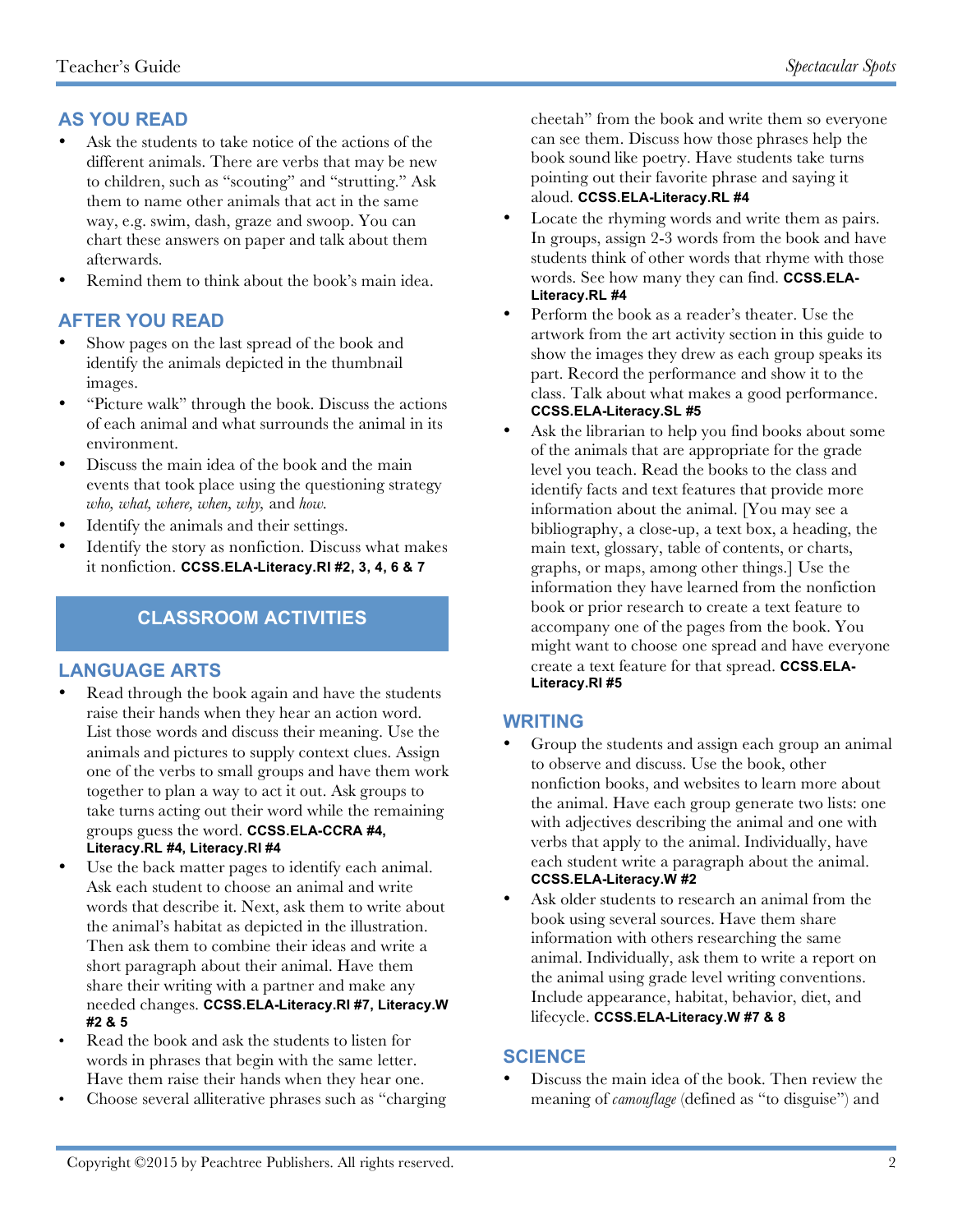## AS YOU READ

- Ask the students to take notice of the actions of the different animals. There are verbs that may be new to children, such as "scouting" and "strutting." Ask them to name other animals that act in the same way, e.g. swim, dash, graze and swoop. You can chart these answers on paper and talk about them afterwards.
- Remind them to think about the book's main idea.

## AFTER YOU READ

- Show pages on the last spread of the book and identify the animals depicted in the thumbnail images.
- "Picture walk" through the book. Discuss the actions of each animal and what surrounds the animal in its environment.
- Discuss the main idea of the book and the main events that took place using the questioning strategy *who, what, where, when, why,* and *how*.
- Identify the animals and their settings.
- Identify the story as nonfiction. Discuss what makes it nonfiction. **CCSS.ELA-Literacy.RI #2, 3, 4, 6 & 7**

# CLASSROOM ACTIVITIES

## LANGUAGE ARTS

- Read through the book again and have the students raise their hands when they hear an action word. List those words and discuss their meaning. Use the animals and pictures to supply context clues. Assign one of the verbs to small groups and have them work together to plan a way to act it out. Ask groups to take turns acting out their word while the remaining groups guess the word. **CCSS.ELA-CCRA #4, Literacy.RL #4, Literacy.RI #4**
- Use the back matter pages to identify each animal. Ask each student to choose an animal and write words that describe it. Next, ask them to write about the animal's habitat as depicted in the illustration. Then ask them to combine their ideas and write a short paragraph about their animal. Have them share their writing with a partner and make any needed changes. **CCSS.ELA-Literacy.RI #7, Literacy.W #2 & 5**
- Read the book and ask the students to listen for words in phrases that begin with the same letter. Have them raise their hands when they hear one.
- Choose several alliterative phrases such as "charging cheetah" from the book and write them so everyone can see them. Discuss how those phrases help the book sound like poetry. Have students take turns pointing out their favorite phrase and saying it aloud. **CCSS.ELA-Literacy.RL #4**
- Locate the rhyming words and write them as pairs. In groups, assign 2-3 words from the book and have students think of other words that rhyme with those words. See how many they can find. **CCSS.ELA-Literacy.RL #4**
- Perform the book as a reader's theater. Use the artwork from the art activity section in this guide to show the images they drew as each group speaks its part. Record the performance and show it to the class. Talk about what makes a good performance. **CCSS.ELA-Literacy.SL #5**
- Ask the librarian to help you find books about some of the animals that are appropriate for the grade level you teach. Read the books to the class and identify facts and text features that provide more information about the animal. [You may see a bibliography, a close-up, a text box, a heading, the main text, glossary, table of contents, or charts, graphs, or maps, among other things.] Use the information they have learned from the nonfiction book or prior research to create a text feature to accompany one of the pages from the book. You might want to choose one spread and have everyone create a text feature for that spread. **CCSS.ELA-Literacy.RI #5**

## WRITING

- Group the students and assign each group an animal to observe and discuss. Use the book, other nonfiction books, and websites to learn more about the animal. Have each group generate two lists: one with adjectives describing the animal and one with verbs that apply to the animal. Individually, have each student write a paragraph about the animal. **CCSS.ELA-Literacy.W #2**
- Ask older students to research an animal from the book using several sources. Have them share information with others researching the same animal. Individually, ask them to write a report on the animal using grade level writing conventions. Include appearance, habitat, behavior, diet, and lifecycle. **CCSS.ELA-Literacy.W #7 & 8**

## SCIENCE

- Discuss the main idea of the book. Then review the meaning of *camouflage* (defined as "to disguise") and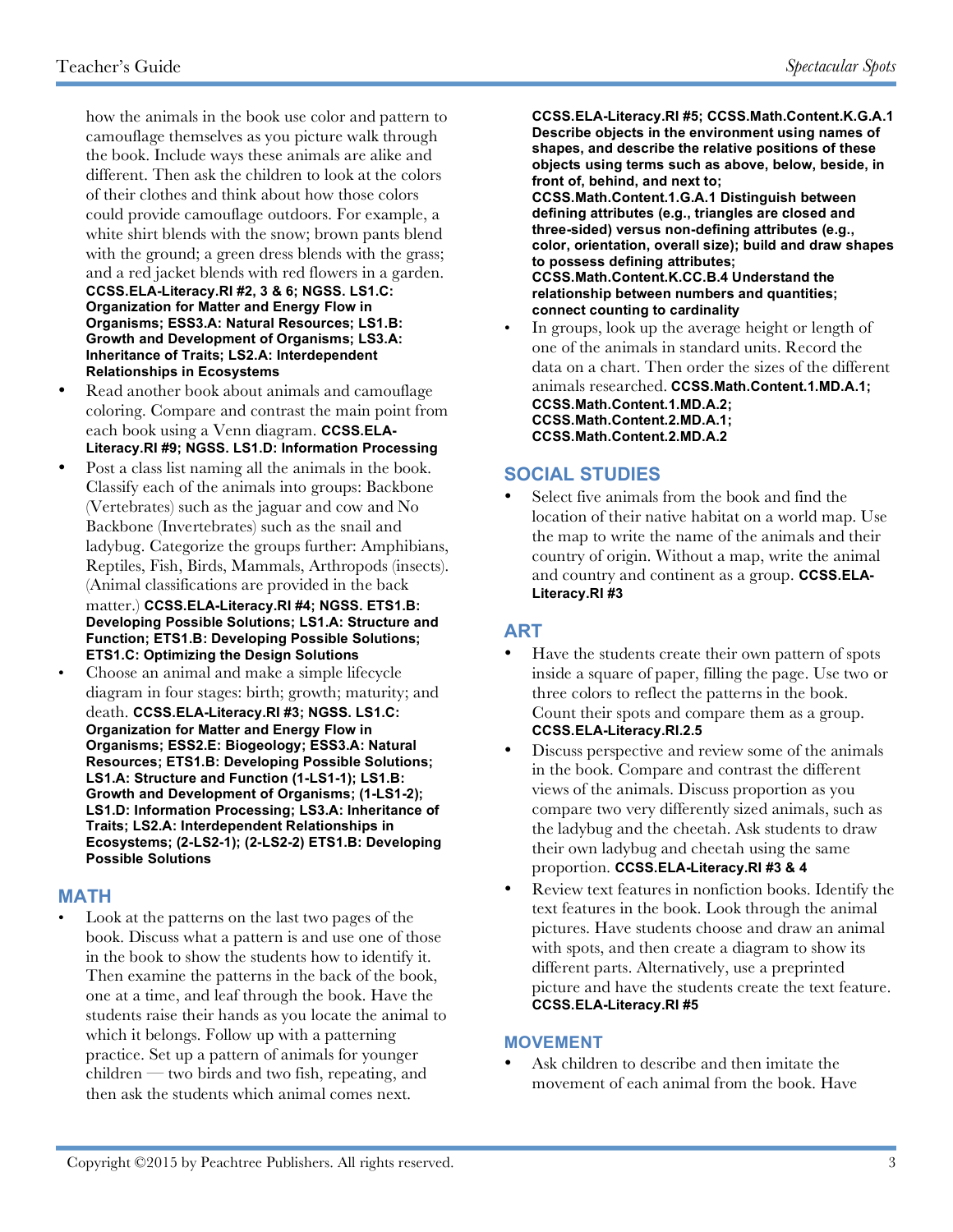how the animals in the book use color and pattern to camouflage themselves as you picture walk through the book. Include ways these animals are alike and different. Then ask the children to look at the colors of their clothes and think about how those colors could provide camouflage outdoors. For example, a white shirt blends with the snow; brown pants blend with the ground; a green dress blends with the grass; and a red jacket blends with red flowers in a garden. **CCSS.ELA-Literacy.RI #2, 3 & 6; NGSS. LS1.C: Organization for Matter and Energy Flow in Organisms; ESS3.A: Natural Resources; LS1.B: Growth and Development of Organisms; LS3.A: Inheritance of Traits; LS2.A: Interdependent Relationships in Ecosystems**

- Read another book about animals and camouflage coloring. Compare and contrast the main point from each book using a Venn diagram. **CCSS.ELA-Literacy.RI #9; NGSS. LS1.D: Information Processing**
- Post a class list naming all the animals in the book. Classify each of the animals into groups: Backbone (Vertebrates) such as the jaguar and cow and No Backbone (Invertebrates) such as the snail and ladybug. Categorize the groups further: Amphibians, Reptiles, Fish, Birds, Mammals, Arthropods (insects). (Animal classifications are provided in the back matter.) **CCSS.ELA-Literacy.RI #4; NGSS. ETS1.B: Developing Possible Solutions; LS1.A: Structure and Function; ETS1.B: Developing Possible Solutions; ETS1.C: Optimizing the Design Solutions**
- Choose an animal and make a simple lifecycle diagram in four stages: birth; growth; maturity; and death. **CCSS.ELA-Literacy.RI #3; NGSS. LS1.C: Organization for Matter and Energy Flow in Organisms; ESS2.E: Biogeology; ESS3.A: Natural Resources; ETS1.B: Developing Possible Solutions; LS1.A: Structure and Function (1-LS1-1); LS1.B: Growth and Development of Organisms; (1-LS1-2); LS1.D: Information Processing; LS3.A: Inheritance of Traits; LS2.A: Interdependent Relationships in Ecosystems; (2-LS2-1); (2-LS2-2) ETS1.B: Developing Possible Solutions**

## MATH

- Look at the patterns on the last two pages of the book. Discuss what a pattern is and use one of those in the book to show the students how to identify it. Then examine the patterns in the back of the book, one at a time, and leaf through the book. Have the students raise their hands as you locate the animal to which it belongs. Follow up with a patterning practice. Set up a pattern of animals for younger children — two birds and two fish, repeating, and then ask the students which animal comes next. **CCSS.ELA-Literacy.RI #5; CCSS.Math.Content.K.G.A.1 Describe objects in the environment using names of shapes, and describe the relative positions of these objects using terms such as above, below, beside, in front of, behind, and next to; CCSS.Math.Content.1.G.A.1 Distinguish between defining attributes (e.g., triangles are closed and three-sided) versus non-defining attributes (e.g., color, orientation, overall size); build and draw shapes to possess defining attributes; CCSS.Math.Content.K.CC.B.4 Understand the relationship between numbers and quantities; connect counting to cardinality**
- In groups, look up the average height or length of one of the animals in standard units. Record the data on a chart. Then order the sizes of the different animals researched. **CCSS.Math.Content.1.MD.A.1; CCSS.Math.Content.1.MD.A.2; CCSS.Math.Content.2.MD.A.1; CCSS.Math.Content.2.MD.A.2**

## SOCIAL STUDIES

- Select five animals from the book and find the location of their native habitat on a world map. Use the map to write the name of the animals and their country of origin. Without a map, write the animal and country and continent as a group. **CCSS.ELA-Literacy.RI #3**

## ART

- Have the students create their own pattern of spots inside a square of paper, filling the page. Use two or three colors to reflect the patterns in the book. Count their spots and compare them as a group. **CCSS.ELA-Literacy.RI.2.5**
- Discuss perspective and review some of the animals in the book. Compare and contrast the different views of the animals. Discuss proportion as you compare two very differently sized animals, such as the ladybug and the cheetah. Ask students to draw their own ladybug and cheetah using the same proportion. **CCSS.ELA-Literacy.RI #3 & 4**
- Review text features in nonfiction books. Identify the text features in the book. Look through the animal pictures. Have students choose and draw an animal with spots, and then create a diagram to show its different parts. Alternatively, use a preprinted picture and have the students create the text feature. **CCSS.ELA-Literacy.RI #5**

## MOVEMENT

- Ask children to describe and then imitate the movement of each animal from the book. Have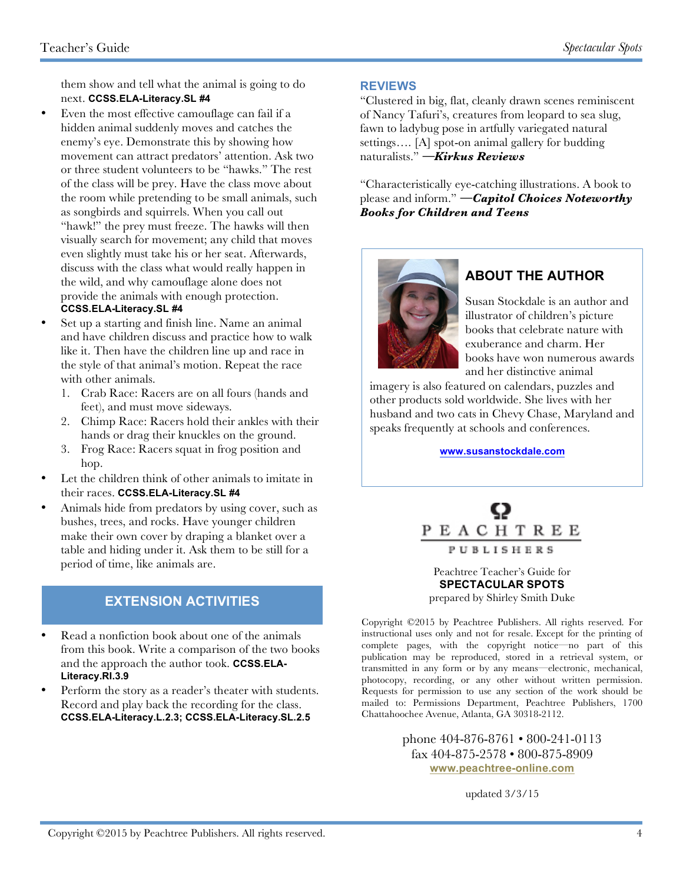them show and tell what the animal is going to do next. **CCSS.ELA-Literacy.SL #4**

- Even the most effective camouflage can fail if a hidden animal suddenly moves and catches the enemy's eye. Demonstrate this by showing how movement can attract predators' attention. Ask two or three student volunteers to be "hawks." The rest of the class will be prey. Have the class move about the room while pretending to be small animals, such as songbirds and squirrels. When you call out "hawk!" the prey must freeze. The hawks will then visually search for movement; any child that moves even slightly must take his or her seat. Afterwards, discuss with the class what would really happen in the wild, and why camouflage alone does not provide the animals with enough protection. **CCSS.ELA-Literacy.SL #4**
- Set up a starting and finish line. Name an animal and have children discuss and practice how to walk like it. Then have the children line up and race in the style of that animal's motion. Repeat the race with other animals.
  1. Crab Race: Racers are on all fours (hands and feet), and must move sideways.
  2. Chimp Race: Racers hold their ankles with their hands or drag their knuckles on the ground.
  3. Frog Race: Racers squat in frog position and hop.
- Let the children think of other animals to imitate in their races. **CCSS.ELA-Literacy.SL #4**
- Animals hide from predators by using cover, such as bushes, trees, and rocks. Have younger children make their own cover by draping a blanket over a table and hiding under it. Ask them to be still for a period of time, like animals are.

## EXTENSION ACTIVITIES

- Read a nonfiction book about one of the animals from this book. Write a comparison of the two books and the approach the author took. **CCSS.ELA-Literacy.RI.3.9**
- Perform the story as a reader's theater with students. Record and play back the recording for the class. **CCSS.ELA-Literacy.L.2.3; CCSS.ELA-Literacy.SL.2.5**

## REVIEWS

"Clustered in big, flat, cleanly drawn scenes reminiscent of Nancy Tafuri's, creatures from leopard to sea slug, fawn to ladybug pose in artfully variegated natural settings…. [A] spot-on animal gallery for budding naturalists." ***—Kirkus Reviews***

"Characteristically eye-catching illustrations. A book to please and inform." ***—Capitol Choices Noteworthy Books for Children and Teens***

## ABOUT THE AUTHOR

Susan Stockdale is an author and illustrator of children's picture books that celebrate nature with exuberance and charm. Her books have won numerous awards and her distinctive animal imagery is also featured on calendars, puzzles and other products sold worldwide. She lives with her husband and two cats in Chevy Chase, Maryland and speaks frequently at schools and conferences.

**www.susanstockdale.com**

PEACHTREE PUBLISHERS

Peachtree Teacher's Guide for
**SPECTACULAR SPOTS**
prepared by Shirley Smith Duke

Copyright ©2015 by Peachtree Publishers. All rights reserved. For instructional uses only and not for resale. Except for the printing of complete pages, with the copyright notice—no part of this publication may be reproduced, stored in a retrieval system, or transmitted in any form or by any means—electronic, mechanical, photocopy, recording, or any other without written permission. Requests for permission to use any section of the work should be mailed to: Permissions Department, Peachtree Publishers, 1700 Chattahoochee Avenue, Atlanta, GA 30318-2112.

phone 404-876-8761 • 800-241-0113
fax 404-875-2578 • 800-875-8909
**www.peachtree-online.com**

updated 3/3/15